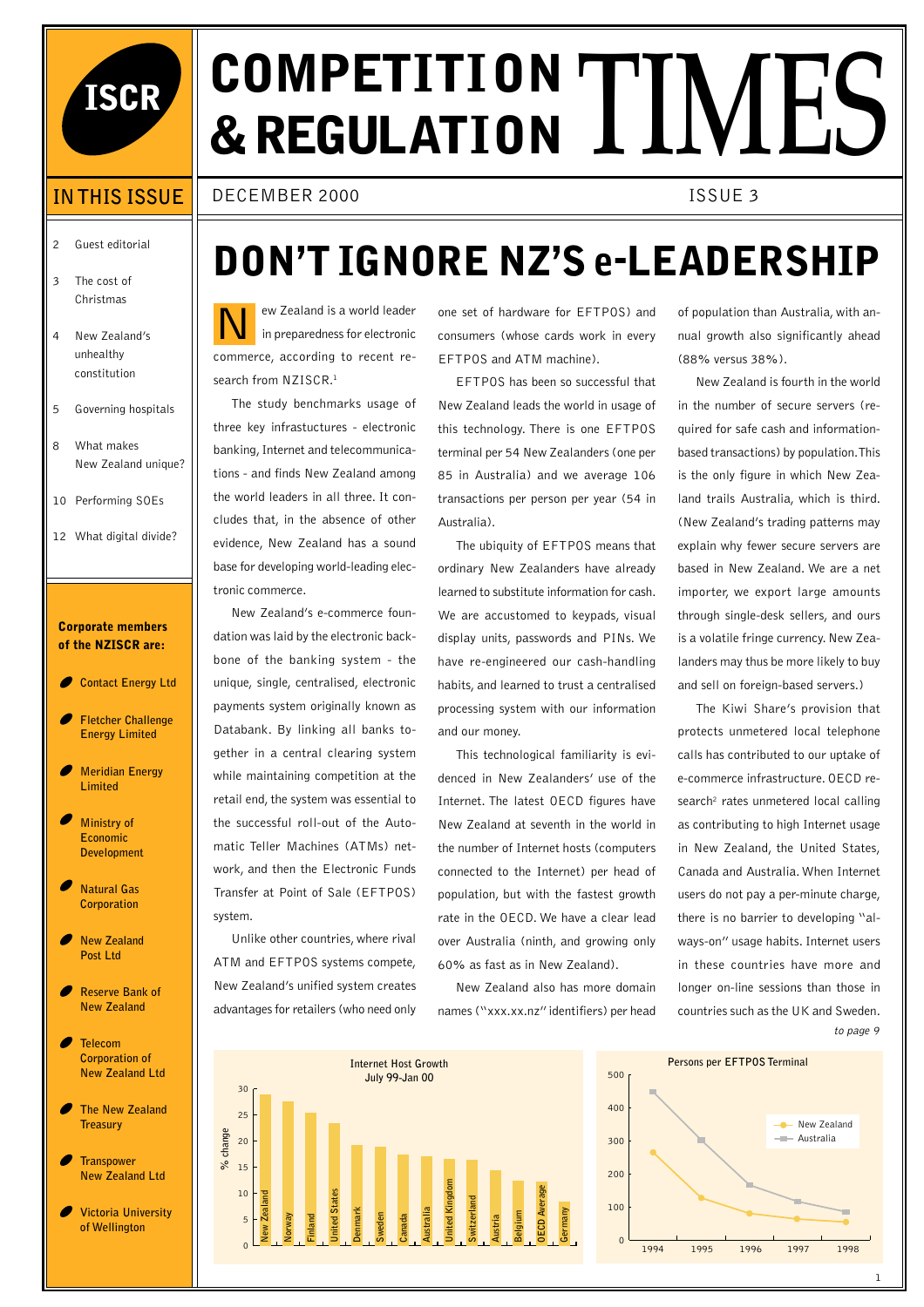# COMPETITION & REGULATION TIMES

DECEMBER 2000 — ISSUE 3

## IN THIS ISSUE

- 2 Guest editorial
- 3 The cost of Christmas
- 4 New Zealand's unhealthy constitution
- 5 Governing hospitals
- 8 What makes New Zealand unique?
- 10 Performing SOEs
- 12 What digital divide?

**Corporate members of the NZISCR are:**

- Contact Energy Ltd
- Fletcher Challenge Energy Limited
- Meridian Energy Limited
- Ministry of Economic Development
- Natural Gas Corporation
- New Zealand Post Ltd
- Reserve Bank of New Zealand
- Telecom Corporation of New Zealand Ltd
- The New Zealand Treasury
- Transpower New Zealand Ltd
- Victoria University of Wellington

# DON'T IGNORE NZ'S e-LEADERSHIP

New Zealand is a world leader in preparedness for electronic commerce, according to recent research from NZISCR.[1]

The study benchmarks usage of three key infrastructures - electronic banking, Internet and telecommunications - and finds New Zealand among the world leaders in all three. It concludes that, in the absence of other evidence, New Zealand has a sound base for developing world-leading electronic commerce.

New Zealand's e-commerce foundation was laid by the electronic backbone of the banking system - the unique, single, centralised, electronic payments system originally known as Databank. By linking all banks together in a central clearing system while maintaining competition at the retail end, the system was essential to the successful roll-out of the Automatic Teller Machines (ATMs) network, and then the Electronic Funds Transfer at Point of Sale (EFTPOS) system.

Unlike other countries, where rival ATM and EFTPOS systems compete, New Zealand's unified system creates advantages for retailers (who need only one set of hardware for EFTPOS) and consumers (whose cards work in every EFTPOS and ATM machine).

EFTPOS has been so successful that New Zealand leads the world in usage of this technology. There is one EFTPOS terminal per 54 New Zealanders (one per 85 in Australia) and we average 106 transactions per person per year (54 in Australia).

The ubiquity of EFTPOS means that ordinary New Zealanders have already learned to substitute information for cash. We are accustomed to keypads, visual display units, passwords and PINs. We have re-engineered our cash-handling habits, and learned to trust a centralised processing system with our information and our money.

This technological familiarity is evidenced in New Zealanders' use of the Internet. The latest OECD figures have New Zealand at seventh in the world in the number of Internet hosts (computers connected to the Internet) per head of population, but with the fastest growth rate in the OECD. We have a clear lead over Australia (ninth, and growing only 60% as fast as in New Zealand).

New Zealand also has more domain names ("xxx.xx.nz" identifiers) per head of population than Australia, with annual growth also significantly ahead (88% versus 38%).

New Zealand is fourth in the world in the number of secure servers (required for safe cash and information-based transactions) by population. This is the only figure in which New Zealand trails Australia, which is third. (New Zealand's trading patterns may explain why fewer secure servers are based in New Zealand. We are a net importer, we export large amounts through single-desk sellers, and ours is a volatile fringe currency. New Zealanders may thus be more likely to buy and sell on foreign-based servers.)

The Kiwi Share's provision that protects unmetered local telephone calls has contributed to our uptake of e-commerce infrastructure. OECD research[2] rates unmetered local calling as contributing to high Internet usage in New Zealand, the United States, Canada and Australia. When Internet users do not pay a per-minute charge, there is no barrier to developing "always-on" usage habits. Internet users in these countries have more and longer on-line sessions than those in countries such as the UK and Sweden.

*to page 9*

**Internet Host Growth July 99-Jan 00** (% change)

| Country | % change (approx.) |
|---|---|
| New Zealand | 29 |
| Norway | 27.5 |
| Finland | 25.5 |
| United States | 23.5 |
| Denmark | 19.5 |
| Sweden | 19 |
| Canada | 17.5 |
| Australia | 17 |
| United Kingdom | 16.5 |
| Switzerland | 16.5 |
| Austria | 14.5 |
| Belgium | 12.5 |
| OECD Average | 12 |
| Germany | 8.5 |

**Persons per EFTPOS Terminal**

| Year | New Zealand (approx.) | Australia (approx.) |
|---|---|---|
| 1994 | 265 | 450 |
| 1995 | 128 | 303 |
| 1996 | 80 | 165 |
| 1997 | 63 | 117 |
| 1998 | 54 | 85 |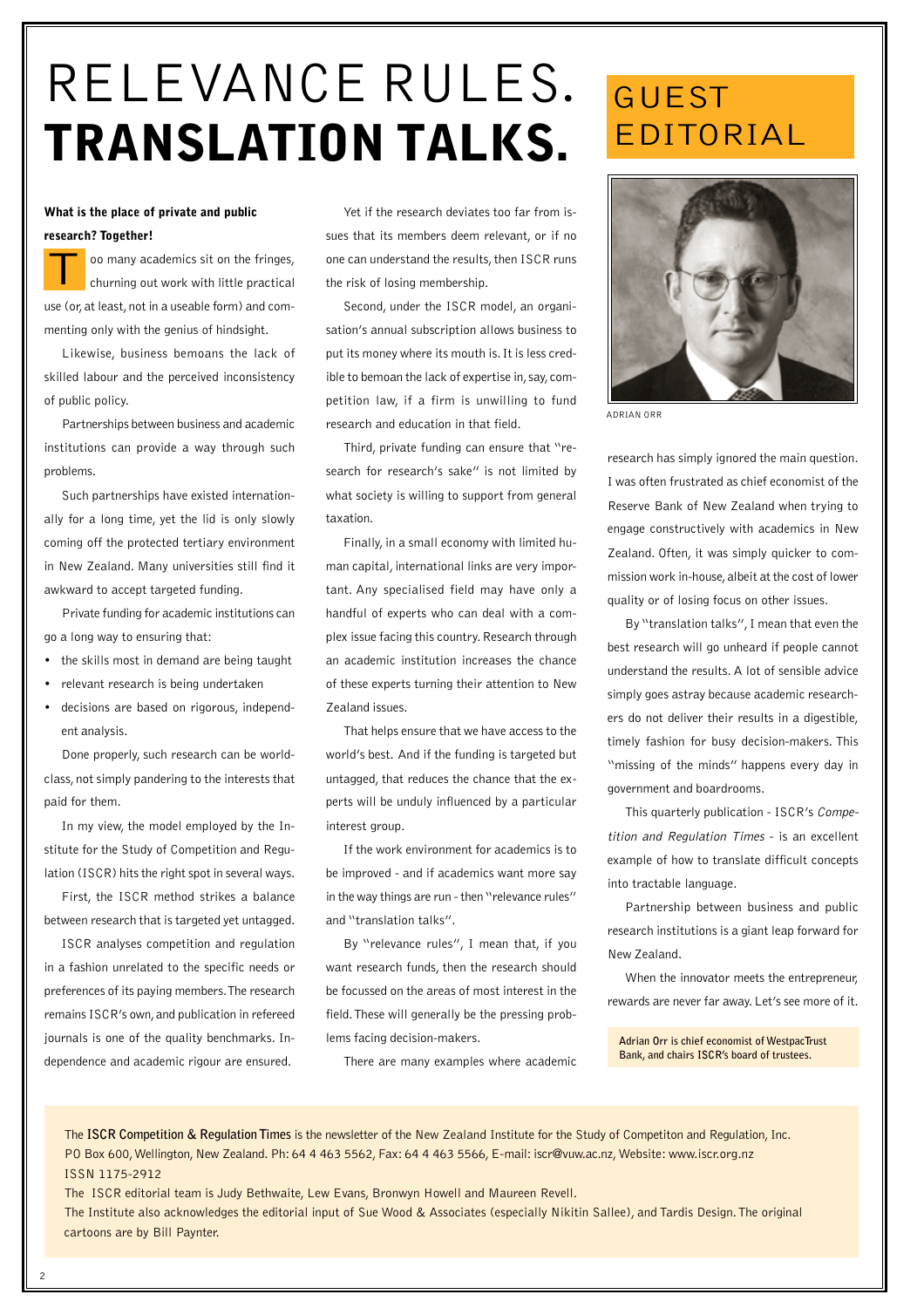# RELEVANCE RULES. TRANSLATION TALKS.

## GUEST EDITORIAL

**What is the place of private and public research? Together!**

Too many academics sit on the fringes, churning out work with little practical use (or, at least, not in a useable form) and commenting only with the genius of hindsight.

Likewise, business bemoans the lack of skilled labour and the perceived inconsistency of public policy.

Partnerships between business and academic institutions can provide a way through such problems.

Such partnerships have existed internationally for a long time, yet the lid is only slowly coming off the protected tertiary environment in New Zealand. Many universities still find it awkward to accept targeted funding.

Private funding for academic institutions can go a long way to ensuring that:

- the skills most in demand are being taught
- relevant research is being undertaken
- decisions are based on rigorous, independent analysis.

Done properly, such research can be world-class, not simply pandering to the interests that paid for them.

In my view, the model employed by the Institute for the Study of Competition and Regulation (ISCR) hits the right spot in several ways.

First, the ISCR method strikes a balance between research that is targeted yet untagged.

ISCR analyses competition and regulation in a fashion unrelated to the specific needs or preferences of its paying members. The research remains ISCR's own, and publication in refereed journals is one of the quality benchmarks. Independence and academic rigour are ensured.

Yet if the research deviates too far from issues that its members deem relevant, or if no one can understand the results, then ISCR runs the risk of losing membership.

Second, under the ISCR model, an organisation's annual subscription allows business to put its money where its mouth is. It is less credible to bemoan the lack of expertise in, say, competition law, if a firm is unwilling to fund research and education in that field.

Third, private funding can ensure that "research for research's sake" is not limited by what society is willing to support from general taxation.

Finally, in a small economy with limited human capital, international links are very important. Any specialised field may have only a handful of experts who can deal with a complex issue facing this country. Research through an academic institution increases the chance of these experts turning their attention to New Zealand issues.

That helps ensure that we have access to the world's best. And if the funding is targeted but untagged, that reduces the chance that the experts will be unduly influenced by a particular interest group.

If the work environment for academics is to be improved - and if academics want more say in the way things are run - then "relevance rules" and "translation talks".

By "relevance rules", I mean that, if you want research funds, then the research should be focussed on the areas of most interest in the field. These will generally be the pressing problems facing decision-makers.

There are many examples where academic research has simply ignored the main question. I was often frustrated as chief economist of the Reserve Bank of New Zealand when trying to engage constructively with academics in New Zealand. Often, it was simply quicker to commission work in-house, albeit at the cost of lower quality or of losing focus on other issues.

By "translation talks", I mean that even the best research will go unheard if people cannot understand the results. A lot of sensible advice simply goes astray because academic researchers do not deliver their results in a digestible, timely fashion for busy decision-makers. This "missing of the minds" happens every day in government and boardrooms.

This quarterly publication - ISCR's *Competition and Regulation Times* - is an excellent example of how to translate difficult concepts into tractable language.

Partnership between business and public research institutions is a giant leap forward for New Zealand.

When the innovator meets the entrepreneur, rewards are never far away. Let's see more of it.

ADRIAN ORR

**Adrian Orr is chief economist of WestpacTrust Bank, and chairs ISCR's board of trustees.**

The **ISCR Competition & Regulation Times** is the newsletter of the New Zealand Institute for the Study of Competiton and Regulation, Inc. PO Box 600, Wellington, New Zealand. Ph: 64 4 463 5562, Fax: 64 4 463 5566, E-mail: iscr@vuw.ac.nz, Website: www.iscr.org.nz
ISSN 1175-2912

The ISCR editorial team is Judy Bethwaite, Lew Evans, Bronwyn Howell and Maureen Revell.

The Institute also acknowledges the editorial input of Sue Wood & Associates (especially Nikitin Sallee), and Tardis Design. The original cartoons are by Bill Paynter.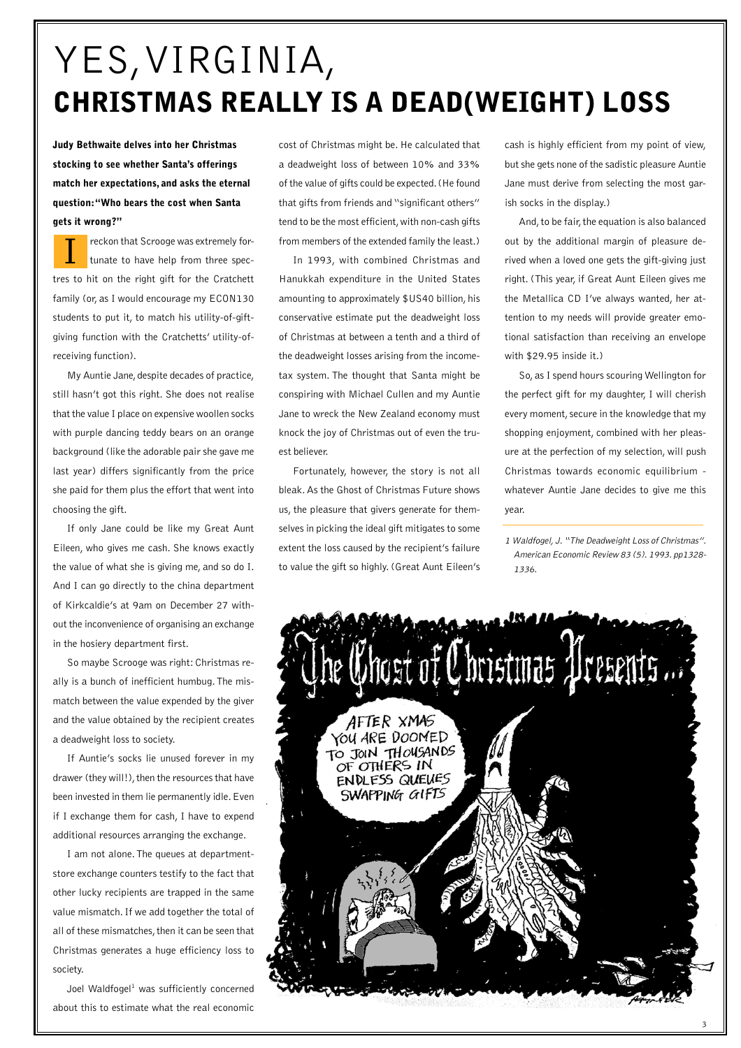# YES, VIRGINIA, CHRISTMAS REALLY IS A DEAD(WEIGHT) LOSS

**Judy Bethwaite delves into her Christmas stocking to see whether Santa's offerings match her expectations, and asks the eternal question: "Who bears the cost when Santa gets it wrong?"**

I reckon that Scrooge was extremely fortunate to have help from three spectres to hit on the right gift for the Cratchett family (or, as I would encourage my ECON130 students to put it, to match his utility-of-gift-giving function with the Cratchetts' utility-of-receiving function).

My Auntie Jane, despite decades of practice, still hasn't got this right. She does not realise that the value I place on expensive woollen socks with purple dancing teddy bears on an orange background (like the adorable pair she gave me last year) differs significantly from the price she paid for them plus the effort that went into choosing the gift.

If only Jane could be like my Great Aunt Eileen, who gives me cash. She knows exactly the value of what she is giving me, and so do I. And I can go directly to the china department of Kirkcaldie's at 9am on December 27 without the inconvenience of organising an exchange in the hosiery department first.

So maybe Scrooge was right: Christmas really is a bunch of inefficient humbug. The mismatch between the value expended by the giver and the value obtained by the recipient creates a deadweight loss to society.

If Auntie's socks lie unused forever in my drawer (they will!), then the resources that have been invested in them lie permanently idle. Even if I exchange them for cash, I have to expend additional resources arranging the exchange.

I am not alone. The queues at department-store exchange counters testify to the fact that other lucky recipients are trapped in the same value mismatch. If we add together the total of all of these mismatches, then it can be seen that Christmas generates a huge efficiency loss to society.

Joel Waldfogel[1] was sufficiently concerned about this to estimate what the real economic cost of Christmas might be. He calculated that a deadweight loss of between 10% and 33% of the value of gifts could be expected. (He found that gifts from friends and "significant others" tend to be the most efficient, with non-cash gifts from members of the extended family the least.)

In 1993, with combined Christmas and Hanukkah expenditure in the United States amounting to approximately $US40 billion, his conservative estimate put the deadweight loss of Christmas at between a tenth and a third of the deadweight losses arising from the income-tax system. The thought that Santa might be conspiring with Michael Cullen and my Auntie Jane to wreck the New Zealand economy must knock the joy of Christmas out of even the truest believer.

Fortunately, however, the story is not all bleak. As the Ghost of Christmas Future shows us, the pleasure that givers generate for themselves in picking the ideal gift mitigates to some extent the loss caused by the recipient's failure to value the gift so highly. (Great Aunt Eileen's cash is highly efficient from my point of view, but she gets none of the sadistic pleasure Auntie Jane must derive from selecting the most garish socks in the display.)

And, to be fair, the equation is also balanced out by the additional margin of pleasure derived when a loved one gets the gift-giving just right. (This year, if Great Aunt Eileen gives me the Metallica CD I've always wanted, her attention to my needs will provide greater emotional satisfaction than receiving an envelope with $29.95 inside it.)

So, as I spend hours scouring Wellington for the perfect gift for my daughter, I will cherish every moment, secure in the knowledge that my shopping enjoyment, combined with her pleasure at the perfection of my selection, will push Christmas towards economic equilibrium - whatever Auntie Jane decides to give me this year.

1 Waldfogel, J. *"The Deadweight Loss of Christmas". American Economic Review 83 (5). 1993. pp1328-1336.*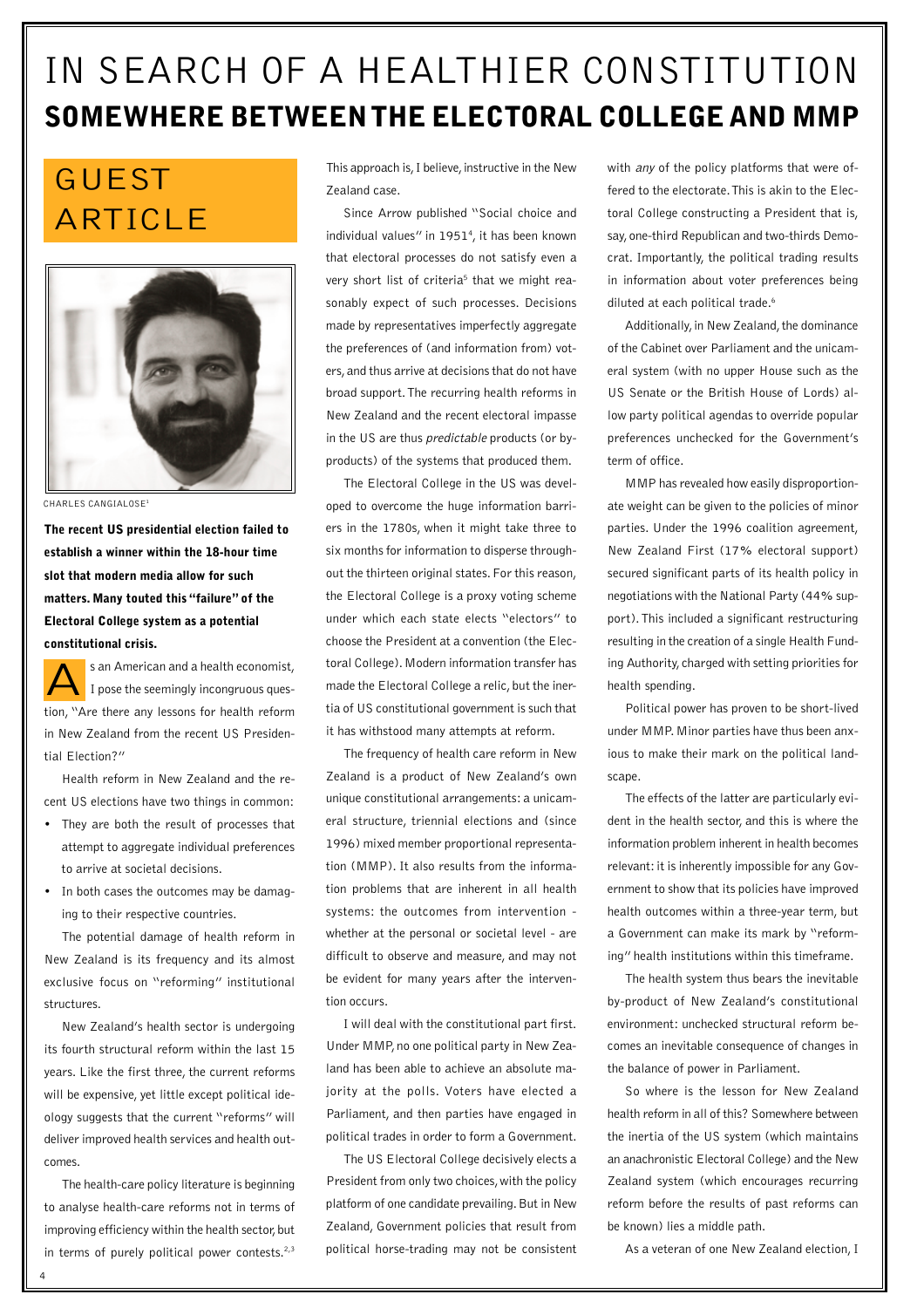# IN SEARCH OF A HEALTHIER CONSTITUTION

## SOMEWHERE BETWEEN THE ELECTORAL COLLEGE AND MMP

### GUEST ARTICLE

CHARLES CANGIALOSE[1]

**The recent US presidential election failed to establish a winner within the 18-hour time slot that modern media allow for such matters. Many touted this "failure" of the Electoral College system as a potential constitutional crisis.**

As an American and a health economist, I pose the seemingly incongruous question, "Are there any lessons for health reform in New Zealand from the recent US Presidential Election?"

Health reform in New Zealand and the recent US elections have two things in common:

- They are both the result of processes that attempt to aggregate individual preferences to arrive at societal decisions.
- In both cases the outcomes may be damaging to their respective countries.

The potential damage of health reform in New Zealand is its frequency and its almost exclusive focus on "reforming" institutional structures.

New Zealand's health sector is undergoing its fourth structural reform within the last 15 years. Like the first three, the current reforms will be expensive, yet little except political ideology suggests that the current "reforms" will deliver improved health services and health outcomes.

The health-care policy literature is beginning to analyse health-care reforms not in terms of improving efficiency within the health sector, but in terms of purely political power contests.[2,3] This approach is, I believe, instructive in the New Zealand case.

Since Arrow published "Social choice and individual values" in 1951[4], it has been known that electoral processes do not satisfy even a very short list of criteria[5] that we might reasonably expect of such processes. Decisions made by representatives imperfectly aggregate the preferences of (and information from) voters, and thus arrive at decisions that do not have broad support. The recurring health reforms in New Zealand and the recent electoral impasse in the US are thus *predictable* products (or by-products) of the systems that produced them.

The Electoral College in the US was developed to overcome the huge information barriers in the 1780s, when it might take three to six months for information to disperse throughout the thirteen original states. For this reason, the Electoral College is a proxy voting scheme under which each state elects "electors" to choose the President at a convention (the Electoral College). Modern information transfer has made the Electoral College a relic, but the inertia of US constitutional government is such that it has withstood many attempts at reform.

The frequency of health care reform in New Zealand is a product of New Zealand's own unique constitutional arrangements: a unicameral structure, triennial elections and (since 1996) mixed member proportional representation (MMP). It also results from the information problems that are inherent in all health systems: the outcomes from intervention - whether at the personal or societal level - are difficult to observe and measure, and may not be evident for many years after the intervention occurs.

I will deal with the constitutional part first. Under MMP, no one political party in New Zealand has been able to achieve an absolute majority at the polls. Voters have elected a Parliament, and then parties have engaged in political trades in order to form a Government.

The US Electoral College decisively elects a President from only two choices, with the policy platform of one candidate prevailing. But in New Zealand, Government policies that result from political horse-trading may not be consistent with *any* of the policy platforms that were offered to the electorate. This is akin to the Electoral College constructing a President that is, say, one-third Republican and two-thirds Democrat. Importantly, the political trading results in information about voter preferences being diluted at each political trade.[6]

Additionally, in New Zealand, the dominance of the Cabinet over Parliament and the unicameral system (with no upper House such as the US Senate or the British House of Lords) allow party political agendas to override popular preferences unchecked for the Government's term of office.

MMP has revealed how easily disproportionate weight can be given to the policies of minor parties. Under the 1996 coalition agreement, New Zealand First (17% electoral support) secured significant parts of its health policy in negotiations with the National Party (44% support). This included a significant restructuring resulting in the creation of a single Health Funding Authority, charged with setting priorities for health spending.

Political power has proven to be short-lived under MMP. Minor parties have thus been anxious to make their mark on the political landscape.

The effects of the latter are particularly evident in the health sector, and this is where the information problem inherent in health becomes relevant: it is inherently impossible for any Government to show that its policies have improved health outcomes within a three-year term, but a Government can make its mark by "reforming" health institutions within this timeframe.

The health system thus bears the inevitable by-product of New Zealand's constitutional environment: unchecked structural reform becomes an inevitable consequence of changes in the balance of power in Parliament.

So where is the lesson for New Zealand health reform in all of this? Somewhere between the inertia of the US system (which maintains an anachronistic Electoral College) and the New Zealand system (which encourages recurring reform before the results of past reforms can be known) lies a middle path.

As a veteran of one New Zealand election, I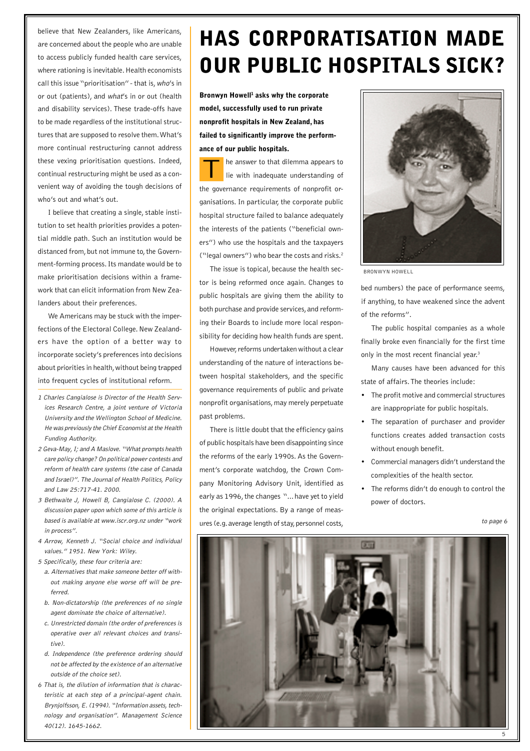believe that New Zealanders, like Americans, are concerned about the people who are unable to access publicly funded health care services, where rationing is inevitable. Health economists call this issue "prioritisation" - that is, *who*'s in or out (patients), and *what*'s in or out (health and disability services). These trade-offs have to be made regardless of the institutional structures that are supposed to resolve them. What's more continual restructuring cannot address these vexing prioritisation questions. Indeed, continual restructuring might be used as a convenient way of avoiding the tough decisions of who's out and what's out.

I believe that creating a single, stable institution to set health priorities provides a potential middle path. Such an institution would be distanced from, but not immune to, the Government-forming process. Its mandate would be to make prioritisation decisions within a framework that can elicit information from New Zealanders about their preferences.

We Americans may be stuck with the imperfections of the Electoral College. New Zealanders have the option of a better way to incorporate society's preferences into decisions about priorities in health, without being trapped into frequent cycles of institutional reform.

*1 Charles Cangialose is Director of the Health Services Research Centre, a joint venture of Victoria University and the Wellington School of Medicine. He was previously the Chief Economist at the Health Funding Authority.*

*2 Geva-May, I; and A Maslove. "What prompts health care policy change? On political power contests and reform of health care systems (the case of Canada and Israel)". The Journal of Health Politics, Policy and Law 25:717-41. 2000.*

*3 Bethwaite J, Howell B, Cangialose C. (2000). A discussion paper upon which some of this article is based is available at www.iscr.org.nz under "work in process".*

*4 Arrow, Kenneth J. "Social choice and individual values." 1951. New York: Wiley.*

*5 Specifically, these four criteria are:*

*a. Alternatives that make someone better off without making anyone else worse off will be preferred.*

*b. Non-dictatorship (the preferences of no single agent dominate the choice of alternative).*

*c. Unrestricted domain (the order of preferences is operative over all relevant choices and transitive).*

*d. Independence (the preference ordering should not be affected by the existence of an alternative outside of the choice set).*

*6 That is, the dilution of information that is characteristic at each step of a principal-agent chain. Brynjolfsson, E. (1994). "Information assets, technology and organisation". Management Science 40(12). 1645-1662.*

# HAS CORPORATISATION MADE OUR PUBLIC HOSPITALS SICK?

**Bronwyn Howell[1] asks why the corporate model, successfully used to run private nonprofit hospitals in New Zealand, has failed to significantly improve the performance of our public hospitals.**

The answer to that dilemma appears to lie with inadequate understanding of the governance requirements of nonprofit organisations. In particular, the corporate public hospital structure failed to balance adequately the interests of the patients ("beneficial owners") who use the hospitals and the taxpayers ("legal owners") who bear the costs and risks.[2]

The issue is topical, because the health sector is being reformed once again. Changes to public hospitals are giving them the ability to both purchase and provide services, and reforming their Boards to include more local responsibility for deciding how health funds are spent.

However, reforms undertaken without a clear understanding of the nature of interactions between hospital stakeholders, and the specific governance requirements of public and private nonprofit organisations, may merely perpetuate past problems.

There is little doubt that the efficiency gains of public hospitals have been disappointing since the reforms of the early 1990s. As the Government's corporate watchdog, the Crown Company Monitoring Advisory Unit, identified as early as 1996, the changes "... have yet to yield the original expectations. By a range of measures (e.g. average length of stay, personnel costs, bed numbers) the pace of performance seems, if anything, to have weakened since the advent of the reforms".

BRONWYN HOWELL

The public hospital companies as a whole finally broke even financially for the first time only in the most recent financial year.[3]

Many causes have been advanced for this state of affairs. The theories include:

- The profit motive and commercial structures are inappropriate for public hospitals.
- The separation of purchaser and provider functions creates added transaction costs without enough benefit.
- Commercial managers didn't understand the complexities of the health sector.
- The reforms didn't do enough to control the power of doctors.

*to page 6*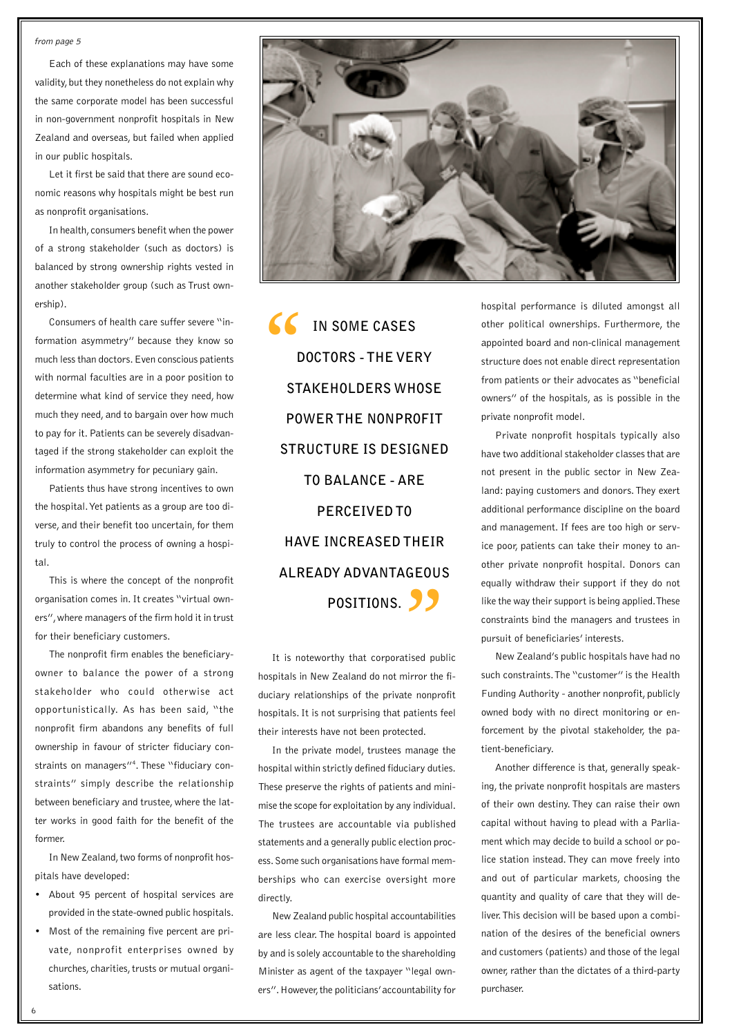*from page 5*

Each of these explanations may have some validity, but they nonetheless do not explain why the same corporate model has been successful in non-government nonprofit hospitals in New Zealand and overseas, but failed when applied in our public hospitals.

Let it first be said that there are sound economic reasons why hospitals might be best run as nonprofit organisations.

In health, consumers benefit when the power of a strong stakeholder (such as doctors) is balanced by strong ownership rights vested in another stakeholder group (such as Trust ownership).

Consumers of health care suffer severe "information asymmetry" because they know so much less than doctors. Even conscious patients with normal faculties are in a poor position to determine what kind of service they need, how much they need, and to bargain over how much to pay for it. Patients can be severely disadvantaged if the strong stakeholder can exploit the information asymmetry for pecuniary gain.

Patients thus have strong incentives to own the hospital. Yet patients as a group are too diverse, and their benefit too uncertain, for them truly to control the process of owning a hospital.

This is where the concept of the nonprofit organisation comes in. It creates "virtual owners", where managers of the firm hold it in trust for their beneficiary customers.

The nonprofit firm enables the beneficiary-owner to balance the power of a strong stakeholder who could otherwise act opportunistically. As has been said, "the nonprofit firm abandons any benefits of full ownership in favour of stricter fiduciary constraints on managers"[4]. These "fiduciary constraints" simply describe the relationship between beneficiary and trustee, where the latter works in good faith for the benefit of the former.

In New Zealand, two forms of nonprofit hospitals have developed:

- About 95 percent of hospital services are provided in the state-owned public hospitals.
- Most of the remaining five percent are private, nonprofit enterprises owned by churches, charities, trusts or mutual organisations.

> **"IN SOME CASES DOCTORS - THE VERY STAKEHOLDERS WHOSE POWER THE NONPROFIT STRUCTURE IS DESIGNED TO BALANCE - ARE PERCEIVED TO HAVE INCREASED THEIR ALREADY ADVANTAGEOUS POSITIONS."**

It is noteworthy that corporatised public hospitals in New Zealand do not mirror the fiduciary relationships of the private nonprofit hospitals. It is not surprising that patients feel their interests have not been protected.

In the private model, trustees manage the hospital within strictly defined fiduciary duties. These preserve the rights of patients and minimise the scope for exploitation by any individual. The trustees are accountable via published statements and a generally public election process. Some such organisations have formal memberships who can exercise oversight more directly.

New Zealand public hospital accountabilities are less clear. The hospital board is appointed by and is solely accountable to the shareholding Minister as agent of the taxpayer "legal owners". However, the politicians' accountability for hospital performance is diluted amongst all other political ownerships. Furthermore, the appointed board and non-clinical management structure does not enable direct representation from patients or their advocates as "beneficial owners" of the hospitals, as is possible in the private nonprofit model.

Private nonprofit hospitals typically also have two additional stakeholder classes that are not present in the public sector in New Zealand: paying customers and donors. They exert additional performance discipline on the board and management. If fees are too high or service poor, patients can take their money to another private nonprofit hospital. Donors can equally withdraw their support if they do not like the way their support is being applied. These constraints bind the managers and trustees in pursuit of beneficiaries' interests.

New Zealand's public hospitals have had no such constraints. The "customer" is the Health Funding Authority - another nonprofit, publicly owned body with no direct monitoring or enforcement by the pivotal stakeholder, the patient-beneficiary.

Another difference is that, generally speaking, the private nonprofit hospitals are masters of their own destiny. They can raise their own capital without having to plead with a Parliament which may decide to build a school or police station instead. They can move freely into and out of particular markets, choosing the quantity and quality of care that they will deliver. This decision will be based upon a combination of the desires of the beneficial owners and customers (patients) and those of the legal owner, rather than the dictates of a third-party purchaser.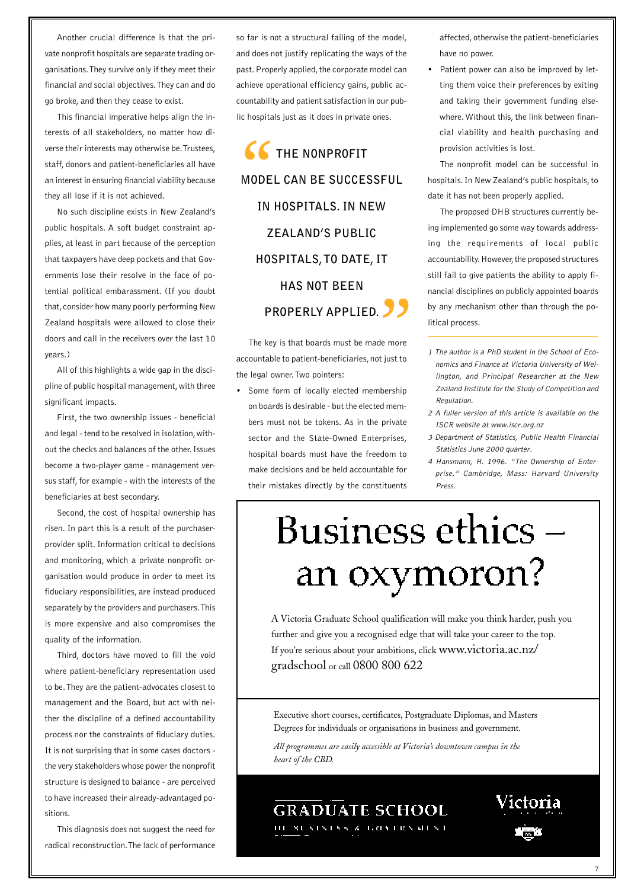Another crucial difference is that the private nonprofit hospitals are separate trading organisations. They survive only if they meet their financial and social objectives. They can and do go broke, and then they cease to exist.

This financial imperative helps align the interests of all stakeholders, no matter how diverse their interests may otherwise be. Trustees, staff, donors and patient-beneficiaries all have an interest in ensuring financial viability because they all lose if it is not achieved.

No such discipline exists in New Zealand's public hospitals. A soft budget constraint applies, at least in part because of the perception that taxpayers have deep pockets and that Governments lose their resolve in the face of potential political embarassment. (If you doubt that, consider how many poorly performing New Zealand hospitals were allowed to close their doors and call in the receivers over the last 10 years.)

All of this highlights a wide gap in the discipline of public hospital management, with three significant impacts.

First, the two ownership issues - beneficial and legal - tend to be resolved in isolation, without the checks and balances of the other. Issues become a two-player game - management versus staff, for example - with the interests of the beneficiaries at best secondary.

Second, the cost of hospital ownership has risen. In part this is a result of the purchaser-provider split. Information critical to decisions and monitoring, which a private nonprofit organisation would produce in order to meet its fiduciary responsibilities, are instead produced separately by the providers and purchasers. This is more expensive and also compromises the quality of the information.

Third, doctors have moved to fill the void where patient-beneficiary representation used to be. They are the patient-advocates closest to management and the Board, but act with neither the discipline of a defined accountability process nor the constraints of fiduciary duties. It is not surprising that in some cases doctors - the very stakeholders whose power the nonprofit structure is designed to balance - are perceived to have increased their already-advantaged positions.

This diagnosis does not suggest the need for radical reconstruction. The lack of performance so far is not a structural failing of the model, and does not justify replicating the ways of the past. Properly applied, the corporate model can achieve operational efficiency gains, public accountability and patient satisfaction in our public hospitals just as it does in private ones.

> **"THE NONPROFIT MODEL CAN BE SUCCESSFUL IN HOSPITALS. IN NEW ZEALAND'S PUBLIC HOSPITALS, TO DATE, IT HAS NOT BEEN PROPERLY APPLIED."**

The key is that boards must be made more accountable to patient-beneficiaries, not just to the legal owner. Two pointers:

- Some form of locally elected membership on boards is desirable - but the elected members must not be tokens. As in the private sector and the State-Owned Enterprises, hospital boards must have the freedom to make decisions and be held accountable for their mistakes directly by the constituents affected, otherwise the patient-beneficiaries have no power.
- Patient power can also be improved by letting them voice their preferences by exiting and taking their government funding elsewhere. Without this, the link between financial viability and health purchasing and provision activities is lost.

The nonprofit model can be successful in hospitals. In New Zealand's public hospitals, to date it has not been properly applied.

The proposed DHB structures currently being implemented go some way towards addressing the requirements of local public accountability. However, the proposed structures still fail to give patients the ability to apply financial disciplines on publicly appointed boards by any mechanism other than through the political process.

---

*1 The author is a PhD student in the School of Economics and Finance at Victoria University of Wellington, and Principal Researcher at the New Zealand Institute for the Study of Competition and Regulation.*

*2 A fuller version of this article is available on the ISCR website at www.iscr.org.nz*

*3 Department of Statistics, Public Health Financial Statistics June 2000 quarter.*

*4 Hansmann, H. 1996. "The Ownership of Enterprise." Cambridge, Mass: Harvard University Press.*

---

# Business ethics – an oxymoron?

A Victoria Graduate School qualification will make you think harder, push you further and give you a recognised edge that will take your career to the top. If you're serious about your ambitions, click www.victoria.ac.nz/gradschool or call 0800 800 622

Executive short courses, certificates, Postgraduate Diplomas, and Masters Degrees for individuals or organisations in business and government.

*All programmes are easily accessible at Victoria's downtown campus in the heart of the CBD.*

GRADUATE SCHOOL OF BUSINESS & GOVERNMENT

Victoria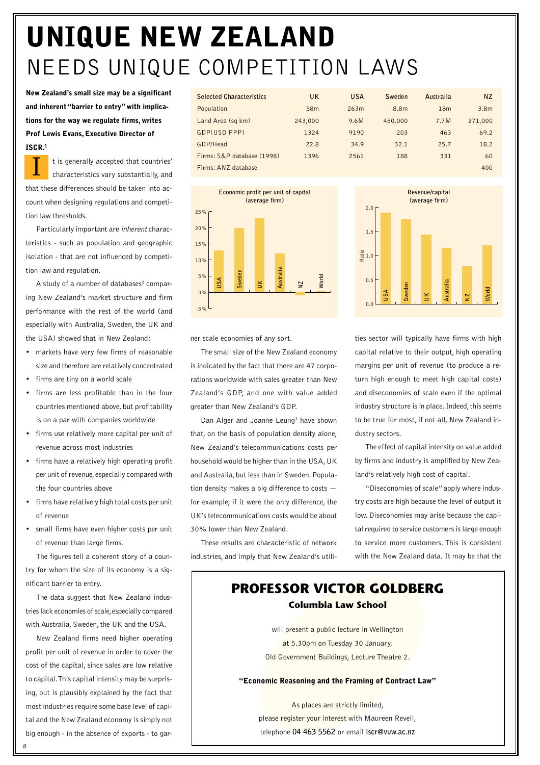# UNIQUE NEW ZEALAND

## NEEDS UNIQUE COMPETITION LAWS

**New Zealand's small size may be a significant and inherent "barrier to entry" with implications for the way we regulate firms, writes Prof Lewis Evans, Executive Director of ISCR.[1]**

It is generally accepted that countries' characteristics vary substantially, and that these differences should be taken into account when designing regulations and competition law thresholds.

Particularly important are *inherent* characteristics - such as population and geographic isolation - that are not influenced by competition law and regulation.

A study of a number of databases[2] comparing New Zealand's market structure and firm performance with the rest of the world (and especially with Australia, Sweden, the UK and the USA) showed that in New Zealand:

- markets have very few firms of reasonable size and therefore are relatively concentrated
- firms are tiny on a world scale
- firms are less profitable than in the four countries mentioned above, but profitability is on a par with companies worldwide
- firms use relatively more capital per unit of revenue across most industries
- firms have a relatively high operating profit per unit of revenue, especially compared with the four countries above
- firms have relatively high total costs per unit of revenue
- small firms have even higher costs per unit of revenue than large firms.

The figures tell a coherent story of a country for whom the size of its economy is a significant barrier to entry.

The data suggest that New Zealand industries lack economies of scale, especially compared with Australia, Sweden, the UK and the USA.

New Zealand firms need higher operating profit per unit of revenue in order to cover the cost of the capital, since sales are low relative to capital. This capital intensity may be surprising, but is plausibly explained by the fact that most industries require some base level of capital and the New Zealand economy is simply not big enough - in the absence of exports - to garner scale economies of any sort.

| Selected Characteristics | UK | USA | Sweden | Australia | NZ |
|---|---|---|---|---|---|
| Population | 58m | 263m | 8.8m | 18m | 3.8m |
| Land Area (sq km) | 243,000 | 9.6M | 450,000 | 7.7M | 271,000 |
| GDP(USD PPP) | 1324 | 9190 | 203 | 463 | 69.2 |
| GDP/Head | 22.8 | 34.9 | 32.1 | 25.7 | 18.2 |
| Firms: S&P database (1998) | 1396 | 2561 | 188 | 331 | 60 |
| Firms: ANZ database | | | | | 400 |

The small size of the New Zealand economy is indicated by the fact that there are 47 corporations worldwide with sales greater than New Zealand's GDP, and one with value added greater than New Zealand's GDP.

Dan Alger and Joanne Leung[3] have shown that, on the basis of population density alone, New Zealand's telecommunications costs per household would be higher than in the USA, UK and Australia, but less than in Sweden. Population density makes a big difference to costs — for example, if it were the only difference, the UK's telecommunications costs would be about 30% lower than New Zealand.

These results are characteristic of network industries, and imply that New Zealand's utilities sector will typically have firms with high capital relative to their output, high operating margins per unit of revenue (to produce a return high enough to meet high capital costs) and diseconomies of scale even if the optimal industry structure is in place. Indeed, this seems to be true for most, if not all, New Zealand industry sectors.

The effect of capital intensity on value added by firms and industry is amplified by New Zealand's relatively high cost of capital.

"Diseconomies of scale" apply where industry costs are high because the level of output is low. Diseconomies may arise because the capital required to service customers is large enough to service more customers. This is consistent with the New Zealand data. It may be that the

---

## PROFESSOR VICTOR GOLDBERG

### Columbia Law School

will present a public lecture in Wellington
at 5.30pm on Tuesday 30 January,
Old Government Buildings, Lecture Theatre 2.

**"Economic Reasoning and the Framing of Contract Law"**

As places are strictly limited,
please register your interest with Maureen Revell,
telephone **04 463 5562** or email **iscr@vuw.ac.nz**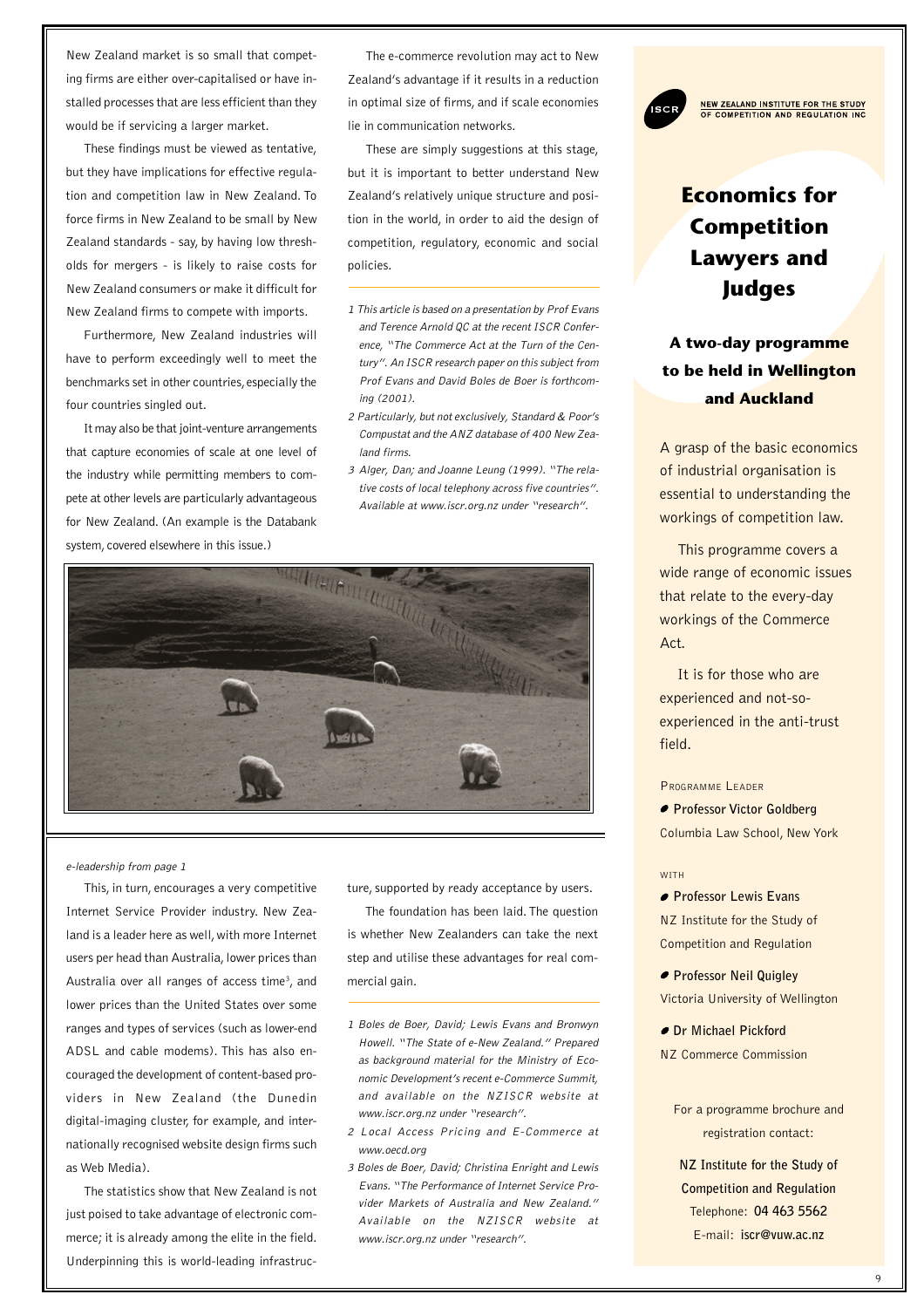New Zealand market is so small that competing firms are either over-capitalised or have installed processes that are less efficient than they would be if servicing a larger market.

These findings must be viewed as tentative, but they have implications for effective regulation and competition law in New Zealand. To force firms in New Zealand to be small by New Zealand standards - say, by having low thresholds for mergers - is likely to raise costs for New Zealand consumers or make it difficult for New Zealand firms to compete with imports.

Furthermore, New Zealand industries will have to perform exceedingly well to meet the benchmarks set in other countries, especially the four countries singled out.

It may also be that joint-venture arrangements that capture economies of scale at one level of the industry while permitting members to compete at other levels are particularly advantageous for New Zealand. (An example is the Databank system, covered elsewhere in this issue.)

The e-commerce revolution may act to New Zealand's advantage if it results in a reduction in optimal size of firms, and if scale economies lie in communication networks.

These are simply suggestions at this stage, but it is important to better understand New Zealand's relatively unique structure and position in the world, in order to aid the design of competition, regulatory, economic and social policies.

*1 This article is based on a presentation by Prof Evans and Terence Arnold QC at the recent ISCR Conference, "The Commerce Act at the Turn of the Century". An ISCR research paper on this subject from Prof Evans and David Boles de Boer is forthcoming (2001).*

*2 Particularly, but not exclusively, Standard & Poor's Compustat and the ANZ database of 400 New Zealand firms.*

*3 Alger, Dan; and Joanne Leung (1999). "The relative costs of local telephony across five countries". Available at www.iscr.org.nz under "research".*

*e-leadership from page 1*

This, in turn, encourages a very competitive Internet Service Provider industry. New Zealand is a leader here as well, with more Internet users per head than Australia, lower prices than Australia over all ranges of access time[3], and lower prices than the United States over some ranges and types of services (such as lower-end ADSL and cable modems). This has also encouraged the development of content-based providers in New Zealand (the Dunedin digital-imaging cluster, for example, and internationally recognised website design firms such as Web Media).

The statistics show that New Zealand is not just poised to take advantage of electronic commerce; it is already among the elite in the field. Underpinning this is world-leading infrastructure, supported by ready acceptance by users.

The foundation has been laid. The question is whether New Zealanders can take the next step and utilise these advantages for real commercial gain.

*1 Boles de Boer, David; Lewis Evans and Bronwyn Howell. "The State of e-New Zealand." Prepared as background material for the Ministry of Economic Development's recent e-Commerce Summit, and available on the NZISCR website at www.iscr.org.nz under "research".*

*2 Local Access Pricing and E-Commerce at www.oecd.org*

*3 Boles de Boer, David; Christina Enright and Lewis Evans. "The Performance of Internet Service Provider Markets of Australia and New Zealand." Available on the NZISCR website at www.iscr.org.nz under "research".*

ISCR — NEW ZEALAND INSTITUTE FOR THE STUDY OF COMPETITION AND REGULATION INC

# Economics for Competition Lawyers and Judges

### A two-day programme to be held in Wellington and Auckland

A grasp of the basic economics of industrial organisation is essential to understanding the workings of competition law.

This programme covers a wide range of economic issues that relate to the every-day workings of the Commerce Act.

It is for those who are experienced and not-so-experienced in the anti-trust field.

PROGRAMME LEADER

- **Professor Victor Goldberg**
  Columbia Law School, New York

WITH

- **Professor Lewis Evans**
  NZ Institute for the Study of Competition and Regulation
- **Professor Neil Quigley**
  Victoria University of Wellington
- **Dr Michael Pickford**
  NZ Commerce Commission

For a programme brochure and registration contact:

**NZ Institute for the Study of Competition and Regulation**
Telephone: **04 463 5562**
E-mail: **iscr@vuw.ac.nz**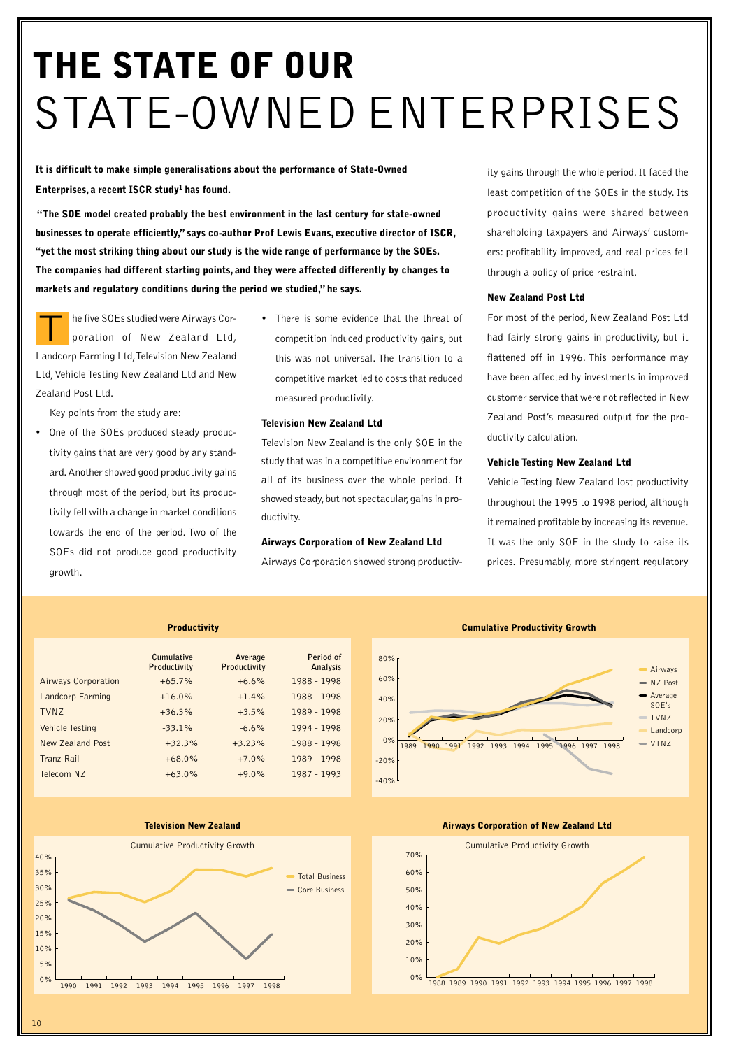# THE STATE OF OUR STATE-OWNED ENTERPRISES

**It is difficult to make simple generalisations about the performance of State-Owned Enterprises, a recent ISCR study[1] has found.**

**"The SOE model created probably the best environment in the last century for state-owned businesses to operate efficiently," says co-author Prof Lewis Evans, executive director of ISCR, "yet the most striking thing about our study is the wide range of performance by the SOEs. The companies had different starting points, and they were affected differently by changes to markets and regulatory conditions during the period we studied," he says.**

The five SOEs studied were Airways Corporation of New Zealand Ltd, Landcorp Farming Ltd, Television New Zealand Ltd, Vehicle Testing New Zealand Ltd and New Zealand Post Ltd.

Key points from the study are:

- One of the SOEs produced steady productivity gains that are very good by any standard. Another showed good productivity gains through most of the period, but its productivity fell with a change in market conditions towards the end of the period. Two of the SOEs did not produce good productivity growth.
- There is some evidence that the threat of competition induced productivity gains, but this was not universal. The transition to a competitive market led to costs that reduced measured productivity.

### Television New Zealand Ltd

Television New Zealand is the only SOE in the study that was in a competitive environment for all of its business over the whole period. It showed steady, but not spectacular, gains in productivity.

### Airways Corporation of New Zealand Ltd

Airways Corporation showed strong productivity gains through the whole period. It faced the least competition of the SOEs in the study. Its productivity gains were shared between shareholding taxpayers and Airways' customers: profitability improved, and real prices fell through a policy of price restraint.

### New Zealand Post Ltd

For most of the period, New Zealand Post Ltd had fairly strong gains in productivity, but it flattened off in 1996. This performance may have been affected by investments in improved customer service that were not reflected in New Zealand Post's measured output for the productivity calculation.

### Vehicle Testing New Zealand Ltd

Vehicle Testing New Zealand lost productivity throughout the 1995 to 1998 period, although it remained profitable by increasing its revenue. It was the only SOE in the study to raise its prices. Presumably, more stringent regulatory

**Productivity**

| | Cumulative Productivity | Average Productivity | Period of Analysis |
|---|---|---|---|
| Airways Corporation | +65.7% | +6.6% | 1988 - 1998 |
| Landcorp Farming | +16.0% | +1.4% | 1988 - 1998 |
| TVNZ | +36.3% | +3.5% | 1989 - 1998 |
| Vehicle Testing | -33.1% | -6.6% | 1994 - 1998 |
| New Zealand Post | +32.3% | +3.23% | 1988 - 1998 |
| Tranz Rail | +68.0% | +7.0% | 1989 - 1998 |
| Telecom NZ | +63.0% | +9.0% | 1987 - 1993 |

**Cumulative Productivity Growth**

**Television New Zealand**

Cumulative Productivity Growth

**Airways Corporation of New Zealand Ltd**

Cumulative Productivity Growth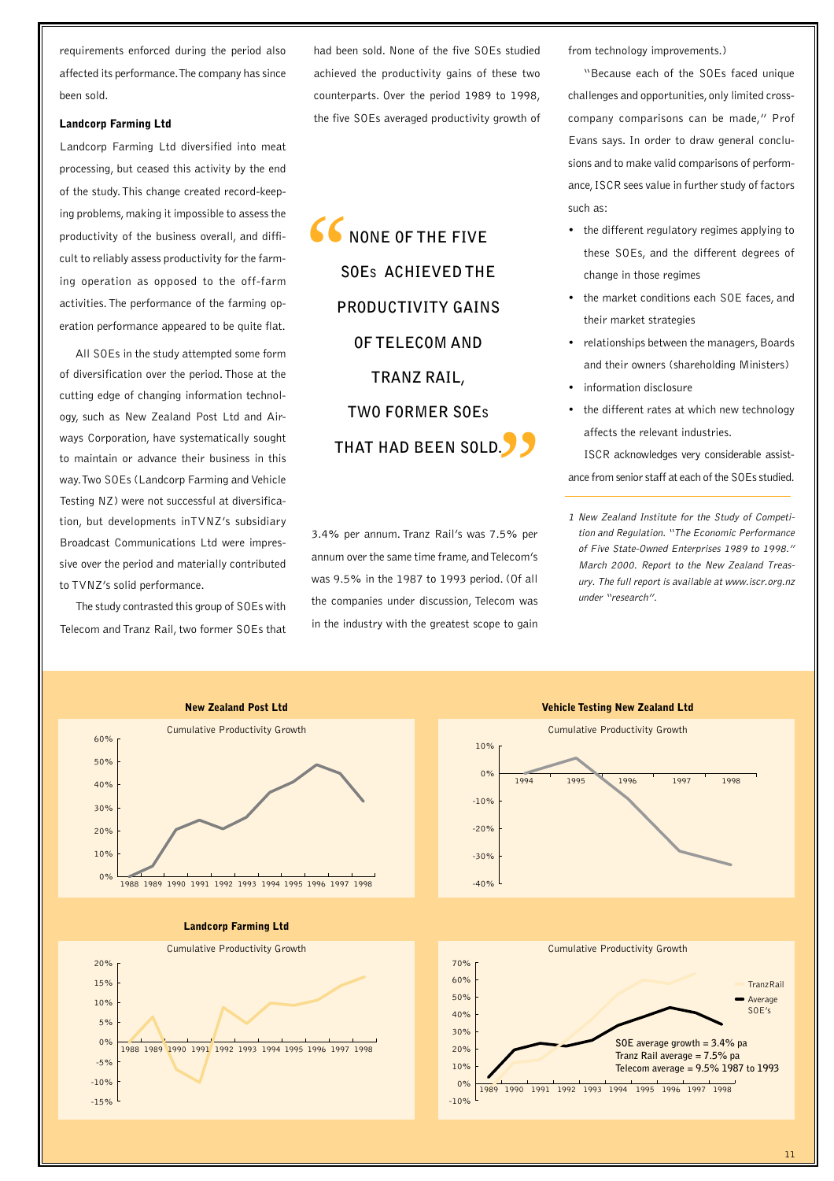requirements enforced during the period also affected its performance. The company has since been sold.

#### Landcorp Farming Ltd

Landcorp Farming Ltd diversified into meat processing, but ceased this activity by the end of the study. This change created record-keeping problems, making it impossible to assess the productivity of the business overall, and difficult to reliably assess productivity for the farming operation as opposed to the off-farm activities. The performance of the farming operation performance appeared to be quite flat.

All SOEs in the study attempted some form of diversification over the period. Those at the cutting edge of changing information technology, such as New Zealand Post Ltd and Airways Corporation, have systematically sought to maintain or advance their business in this way. Two SOEs (Landcorp Farming and Vehicle Testing NZ) were not successful at diversification, but developments in TVNZ's subsidiary Broadcast Communications Ltd were impressive over the period and materially contributed to TVNZ's solid performance.

The study contrasted this group of SOEs with Telecom and Tranz Rail, two former SOEs that had been sold. None of the five SOEs studied achieved the productivity gains of these two counterparts. Over the period 1989 to 1998, the five SOEs averaged productivity growth of 3.4% per annum. Tranz Rail's was 7.5% per annum over the same time frame, and Telecom's was 9.5% in the 1987 to 1993 period. (Of all the companies under discussion, Telecom was in the industry with the greatest scope to gain from technology improvements.)

> **"NONE OF THE FIVE SOEs ACHIEVED THE PRODUCTIVITY GAINS OF TELECOM AND TRANZ RAIL, TWO FORMER SOEs THAT HAD BEEN SOLD."**

"Because each of the SOEs faced unique challenges and opportunities, only limited cross-company comparisons can be made," Prof Evans says. In order to draw general conclusions and to make valid comparisons of performance, ISCR sees value in further study of factors such as:

- the different regulatory regimes applying to these SOEs, and the different degrees of change in those regimes
- the market conditions each SOE faces, and their market strategies
- relationships between the managers, Boards and their owners (shareholding Ministers)
- information disclosure
- the different rates at which new technology affects the relevant industries.

ISCR acknowledges very considerable assistance from senior staff at each of the SOEs studied.

---

*1 New Zealand Institute for the Study of Competition and Regulation. "The Economic Performance of Five State-Owned Enterprises 1989 to 1998." March 2000. Report to the New Zealand Treasury. The full report is available at www.iscr.org.nz under "research".*

**New Zealand Post Ltd**

Cumulative Productivity Growth

**Vehicle Testing New Zealand Ltd**

Cumulative Productivity Growth

**Landcorp Farming Ltd**

Cumulative Productivity Growth

Cumulative Productivity Growth

Tranz Rail / Average SOE's

**SOE average growth = 3.4% pa**
**Tranz Rail average = 7.5% pa**
**Telecom average = 9.5% 1987 to 1993**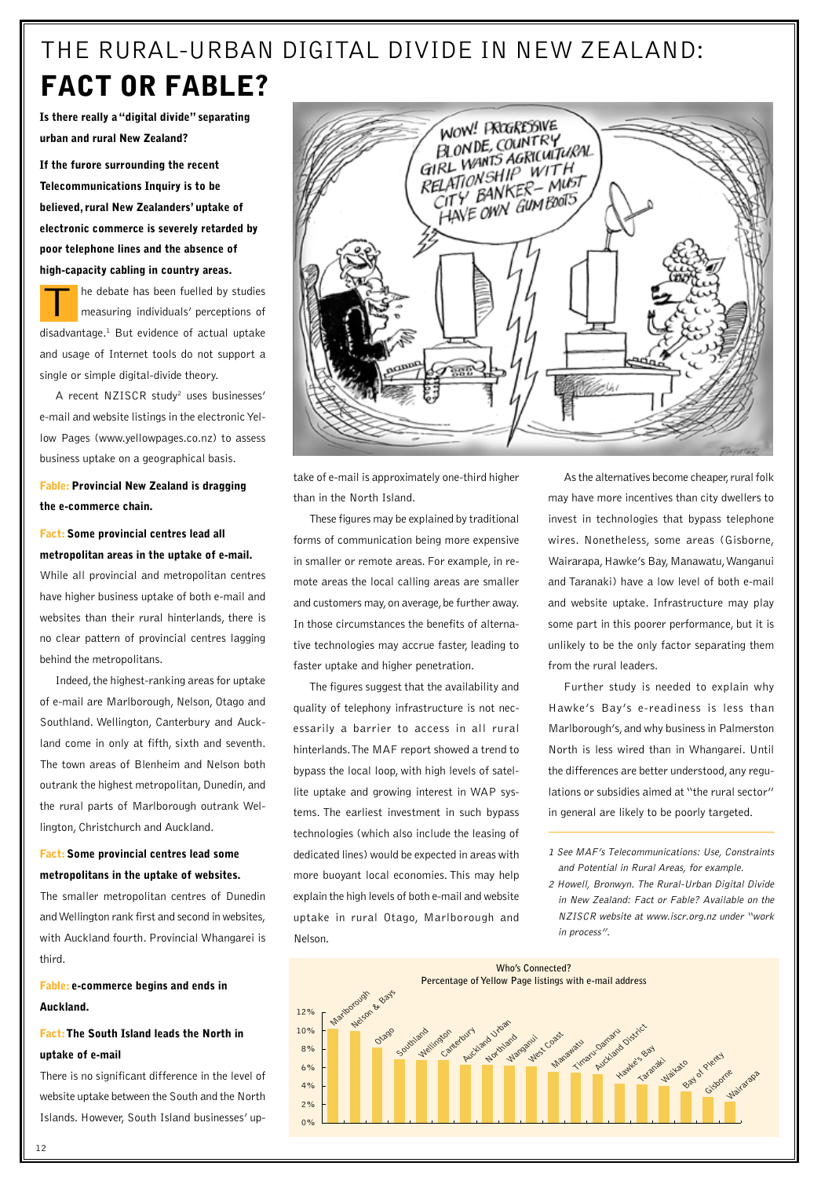# THE RURAL-URBAN DIGITAL DIVIDE IN NEW ZEALAND: FACT OR FABLE?

**Is there really a "digital divide" separating urban and rural New Zealand?**

**If the furore surrounding the recent Telecommunications Inquiry is to be believed, rural New Zealanders' uptake of electronic commerce is severely retarded by poor telephone lines and the absence of high-capacity cabling in country areas.**

The debate has been fuelled by studies measuring individuals' perceptions of disadvantage.[1] But evidence of actual uptake and usage of Internet tools do not support a single or simple digital-divide theory.

A recent NZISCR study[2] uses businesses' e-mail and website listings in the electronic Yellow Pages (www.yellowpages.co.nz) to assess business uptake on a geographical basis.

**Fable: Provincial New Zealand is dragging the e-commerce chain.**

**Fact: Some provincial centres lead all metropolitan areas in the uptake of e-mail.**

While all provincial and metropolitan centres have higher business uptake of both e-mail and websites than their rural hinterlands, there is no clear pattern of provincial centres lagging behind the metropolitans.

Indeed, the highest-ranking areas for uptake of e-mail are Marlborough, Nelson, Otago and Southland. Wellington, Canterbury and Auckland come in only at fifth, sixth and seventh. The town areas of Blenheim and Nelson both outrank the highest metropolitan, Dunedin, and the rural parts of Marlborough outrank Wellington, Christchurch and Auckland.

**Fact: Some provincial centres lead some metropolitans in the uptake of websites.**

The smaller metropolitan centres of Dunedin and Wellington rank first and second in websites, with Auckland fourth. Provincial Whangarei is third.

**Fable: e-commerce begins and ends in Auckland.**

**Fact: The South Island leads the North in uptake of e-mail**

There is no significant difference in the level of website uptake between the South and the North Islands. However, South Island businesses' uptake of e-mail is approximately one-third higher than in the North Island.

These figures may be explained by traditional forms of communication being more expensive in smaller or remote areas. For example, in remote areas the local calling areas are smaller and customers may, on average, be further away. In those circumstances the benefits of alternative technologies may accrue faster, leading to faster uptake and higher penetration.

The figures suggest that the availability and quality of telephony infrastructure is not necessarily a barrier to access in all rural hinterlands. The MAF report showed a trend to bypass the local loop, with high levels of satellite uptake and growing interest in WAP systems. The earliest investment in such bypass technologies (which also include the leasing of dedicated lines) would be expected in areas with more buoyant local economies. This may help explain the high levels of both e-mail and website uptake in rural Otago, Marlborough and Nelson.

As the alternatives become cheaper, rural folk may have more incentives than city dwellers to invest in technologies that bypass telephone wires. Nonetheless, some areas (Gisborne, Wairarapa, Hawke's Bay, Manawatu, Wanganui and Taranaki) have a low level of both e-mail and website uptake. Infrastructure may play some part in this poorer performance, but it is unlikely to be the only factor separating them from the rural leaders.

Further study is needed to explain why Hawke's Bay's e-readiness is less than Marlborough's, and why business in Palmerston North is less wired than in Whangarei. Until the differences are better understood, any regulations or subsidies aimed at "the rural sector" in general are likely to be poorly targeted.

*1 See MAF's Telecommunications: Use, Constraints and Potential in Rural Areas, for example.*

*2 Howell, Bronwyn. The Rural-Urban Digital Divide in New Zealand: Fact or Fable? Available on the NZISCR website at www.iscr.org.nz under "work in process".*

**Who's Connected?**
**Percentage of Yellow Page listings with e-mail address**

12%
10%
8%
6%
4%
2%
0%

Marlborough, Nelson & Bays, Otago, Southland, Wellington, Canterbury, Auckland Urban, Northland, Wanganui, West Coast, Manawatu, Timaru-Oamaru, Auckland District, Hawke's Bay, Taranaki, Waikato, Bay of Plenty, Gisborne, Wairarapa